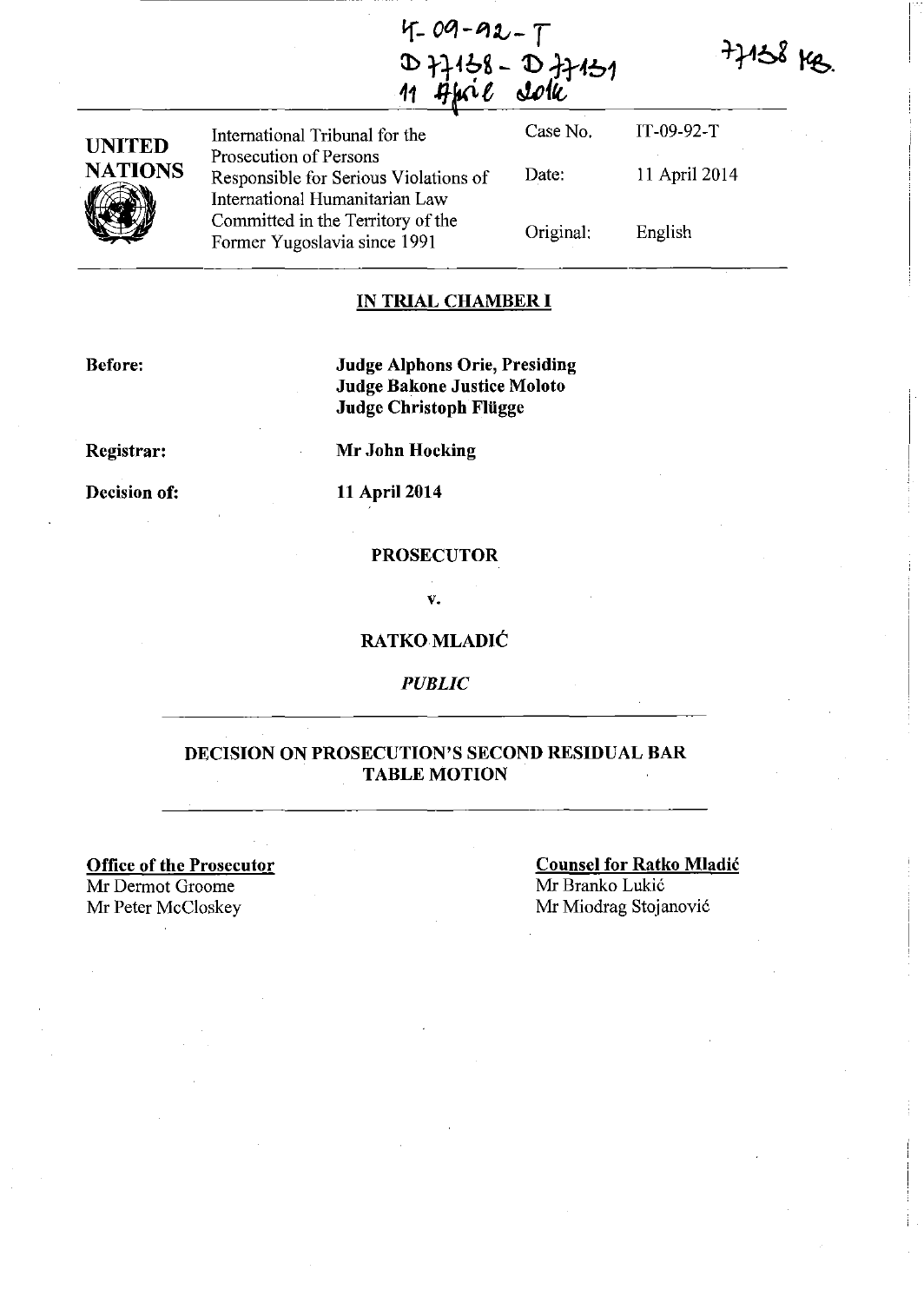IT-09-92-T
D77158 - D77151
11 April 2014

77158 KB.

| UNITED NATIONS | International Tribunal for the Prosecution of Persons Responsible for Serious Violations of International Humanitarian Law Committed in the Territory of the Former Yugoslavia since 1991 | Case No. | IT-09-92-T |
|---|---|---|---|
| | | Date: | 11 April 2014 |
| | | Original: | English |

## IN TRIAL CHAMBER I

**Before:** **Judge Alphons Orie, Presiding**
**Judge Bakone Justice Moloto**
**Judge Christoph Flügge**

**Registrar:** **Mr John Hocking**

**Decision of:** **11 April 2014**

**PROSECUTOR**

**v.**

**RATKO MLADIĆ**

*PUBLIC*

## DECISION ON PROSECUTION'S SECOND RESIDUAL BAR TABLE MOTION

**Office of the Prosecutor**
Mr Dermot Groome
Mr Peter McCloskey

**Counsel for Ratko Mladić**
Mr Branko Lukić
Mr Miodrag Stojanović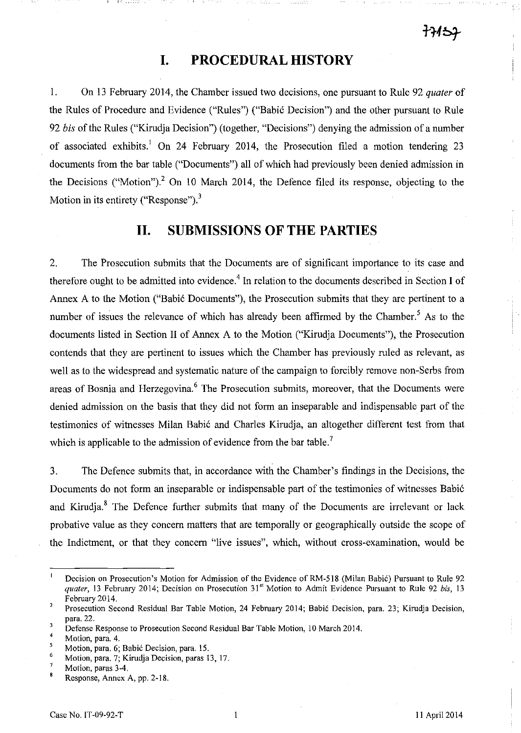# I. PROCEDURAL HISTORY

1. On 13 February 2014, the Chamber issued two decisions, one pursuant to Rule 92 *quater* of the Rules of Procedure and Evidence ("Rules") ("Babić Decision") and the other pursuant to Rule 92 *bis* of the Rules ("Kirudja Decision") (together, "Decisions") denying the admission of a number of associated exhibits.[1] On 24 February 2014, the Prosecution filed a motion tendering 23 documents from the bar table ("Documents") all of which had previously been denied admission in the Decisions ("Motion").[2] On 10 March 2014, the Defence filed its response, objecting to the Motion in its entirety ("Response").[3]

# II. SUBMISSIONS OF THE PARTIES

2. The Prosecution submits that the Documents are of significant importance to its case and therefore ought to be admitted into evidence.[4] In relation to the documents described in Section I of Annex A to the Motion ("Babić Documents"), the Prosecution submits that they are pertinent to a number of issues the relevance of which has already been affirmed by the Chamber.[5] As to the documents listed in Section II of Annex A to the Motion ("Kirudja Documents"), the Prosecution contends that they are pertinent to issues which the Chamber has previously ruled as relevant, as well as to the widespread and systematic nature of the campaign to forcibly remove non-Serbs from areas of Bosnia and Herzegovina.[6] The Prosecution submits, moreover, that the Documents were denied admission on the basis that they did not form an inseparable and indispensable part of the testimonies of witnesses Milan Babić and Charles Kirudja, an altogether different test from that which is applicable to the admission of evidence from the bar table.[7]

3. The Defence submits that, in accordance with the Chamber's findings in the Decisions, the Documents do not form an inseparable or indispensable part of the testimonies of witnesses Babić and Kirudja.[8] The Defence further submits that many of the Documents are irrelevant or lack probative value as they concern matters that are temporally or geographically outside the scope of the Indictment, or that they concern "live issues", which, without cross-examination, would be

---

[1] Decision on Prosecution's Motion for Admission of the Evidence of RM-518 (Milan Babić) Pursuant to Rule 92 *quater*, 13 February 2014; Decision on Prosecution 31st Motion to Admit Evidence Pursuant to Rule 92 *bis*, 13 February 2014.

[2] Prosecution Second Residual Bar Table Motion, 24 February 2014; Babić Decision, para. 23; Kirudja Decision, para. 22.

[3] Defense Response to Prosecution Second Residual Bar Table Motion, 10 March 2014.

[4] Motion, para. 4.

[5] Motion, para. 6; Babić Decision, para. 15.

[6] Motion, para. 7; Kirudja Decision, paras 13, 17.

[7] Motion, paras 3-4.

[8] Response, Annex A, pp. 2-18.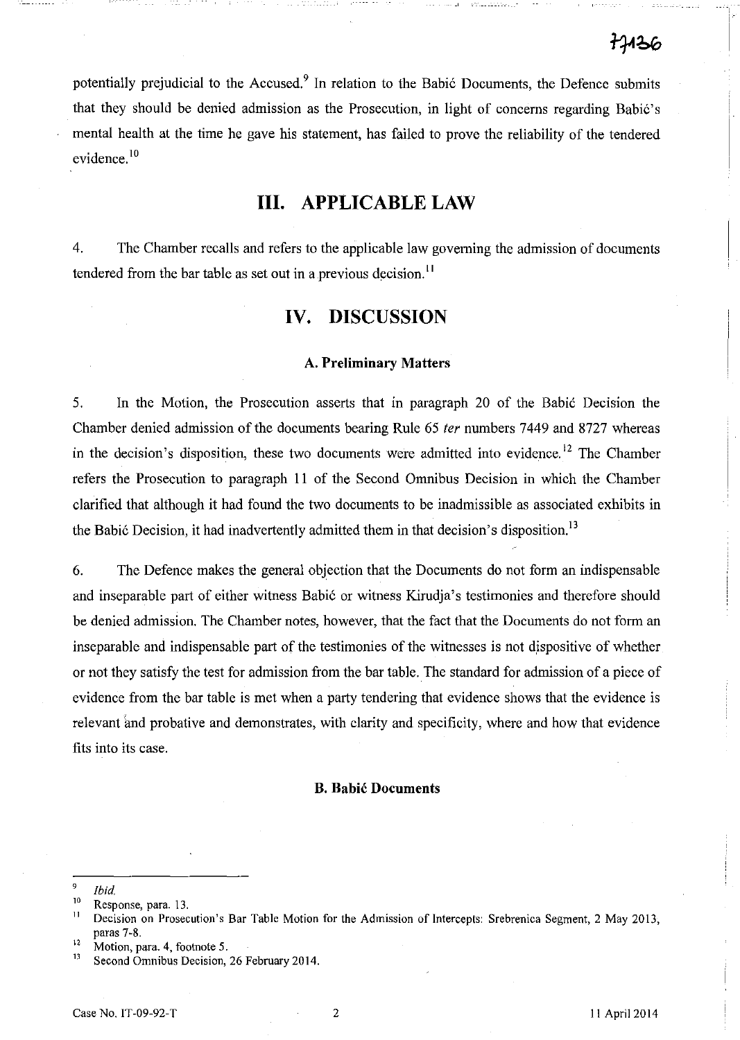potentially prejudicial to the Accused.[9] In relation to the Babić Documents, the Defence submits that they should be denied admission as the Prosecution, in light of concerns regarding Babić's mental health at the time he gave his statement, has failed to prove the reliability of the tendered evidence.[10]

## III. APPLICABLE LAW

4. The Chamber recalls and refers to the applicable law governing the admission of documents tendered from the bar table as set out in a previous decision.[11]

## IV. DISCUSSION

### A. Preliminary Matters

5. In the Motion, the Prosecution asserts that in paragraph 20 of the Babić Decision the Chamber denied admission of the documents bearing Rule 65 *ter* numbers 7449 and 8727 whereas in the decision's disposition, these two documents were admitted into evidence.[12] The Chamber refers the Prosecution to paragraph 11 of the Second Omnibus Decision in which the Chamber clarified that although it had found the two documents to be inadmissible as associated exhibits in the Babić Decision, it had inadvertently admitted them in that decision's disposition.[13]

6. The Defence makes the general objection that the Documents do not form an indispensable and inseparable part of either witness Babić or witness Kirudja's testimonies and therefore should be denied admission. The Chamber notes, however, that the fact that the Documents do not form an inseparable and indispensable part of the testimonies of the witnesses is not dispositive of whether or not they satisfy the test for admission from the bar table. The standard for admission of a piece of evidence from the bar table is met when a party tendering that evidence shows that the evidence is relevant and probative and demonstrates, with clarity and specificity, where and how that evidence fits into its case.

### B. Babić Documents

---

[9] *Ibid.*

[10] Response, para. 13.

[11] Decision on Prosecution's Bar Table Motion for the Admission of Intercepts: Srebrenica Segment, 2 May 2013, paras 7-8.

[12] Motion, para. 4, footnote 5.

[13] Second Omnibus Decision, 26 February 2014.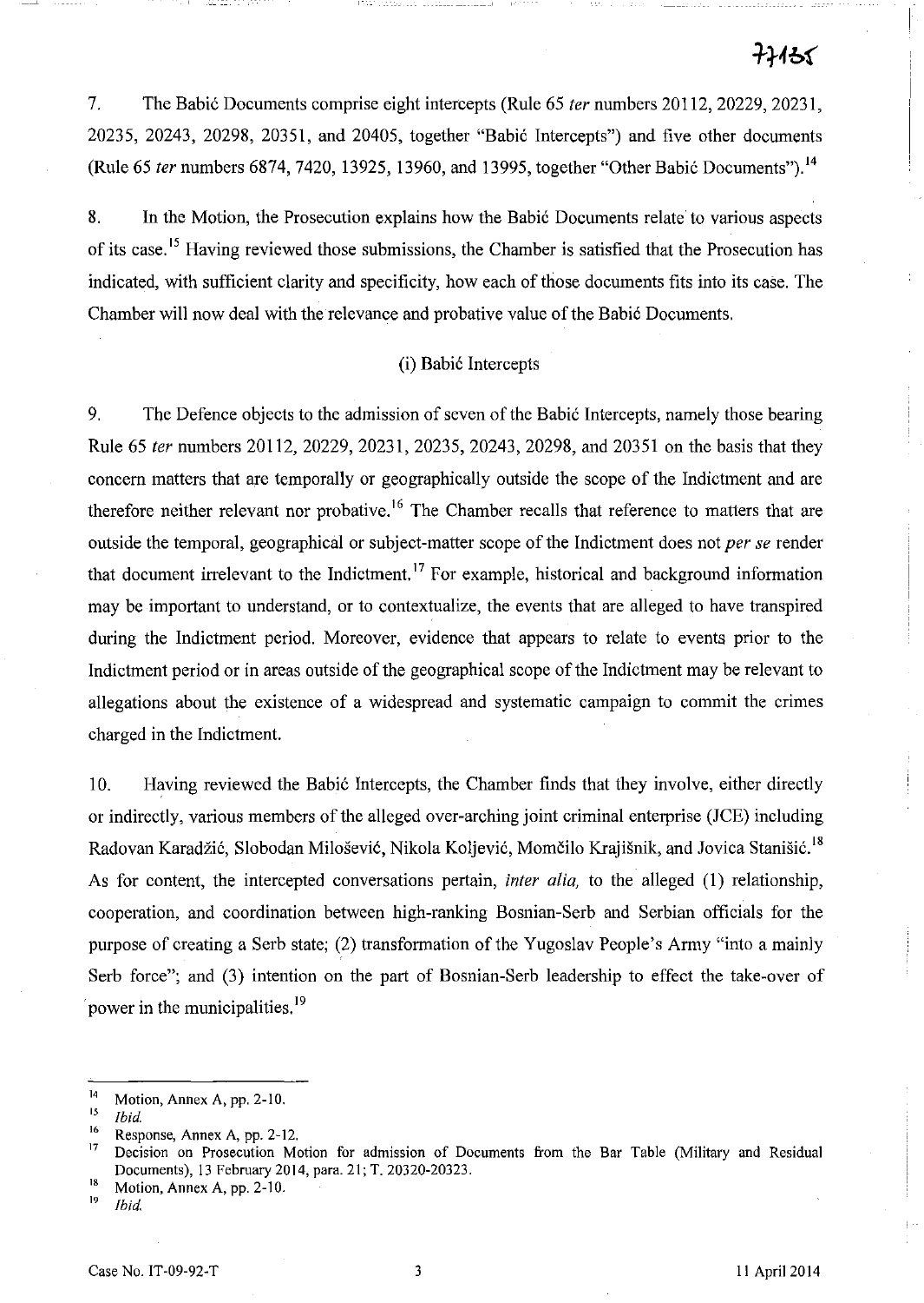7. The Babić Documents comprise eight intercepts (Rule 65 *ter* numbers 20112, 20229, 20231, 20235, 20243, 20298, 20351, and 20405, together "Babić Intercepts") and five other documents (Rule 65 *ter* numbers 6874, 7420, 13925, 13960, and 13995, together "Other Babić Documents").[14]

8. In the Motion, the Prosecution explains how the Babić Documents relate to various aspects of its case.[15] Having reviewed those submissions, the Chamber is satisfied that the Prosecution has indicated, with sufficient clarity and specificity, how each of those documents fits into its case. The Chamber will now deal with the relevance and probative value of the Babić Documents.

(i) Babić Intercepts

9. The Defence objects to the admission of seven of the Babić Intercepts, namely those bearing Rule 65 *ter* numbers 20112, 20229, 20231, 20235, 20243, 20298, and 20351 on the basis that they concern matters that are temporally or geographically outside the scope of the Indictment and are therefore neither relevant nor probative.[16] The Chamber recalls that reference to matters that are outside the temporal, geographical or subject-matter scope of the Indictment does not *per se* render that document irrelevant to the Indictment.[17] For example, historical and background information may be important to understand, or to contextualize, the events that are alleged to have transpired during the Indictment period. Moreover, evidence that appears to relate to events prior to the Indictment period or in areas outside of the geographical scope of the Indictment may be relevant to allegations about the existence of a widespread and systematic campaign to commit the crimes charged in the Indictment.

10. Having reviewed the Babić Intercepts, the Chamber finds that they involve, either directly or indirectly, various members of the alleged over-arching joint criminal enterprise (JCE) including Radovan Karadžić, Slobodan Milošević, Nikola Koljević, Momčilo Krajišnik, and Jovica Stanišić.[18] As for content, the intercepted conversations pertain, *inter alia,* to the alleged (1) relationship, cooperation, and coordination between high-ranking Bosnian-Serb and Serbian officials for the purpose of creating a Serb state; (2) transformation of the Yugoslav People's Army "into a mainly Serb force"; and (3) intention on the part of Bosnian-Serb leadership to effect the take-over of power in the municipalities.[19]

---

[14] Motion, Annex A, pp. 2-10.

[15] *Ibid.*

[16] Response, Annex A, pp. 2-12.

[17] Decision on Prosecution Motion for admission of Documents from the Bar Table (Military and Residual Documents), 13 February 2014, para. 21; T. 20320-20323.

[18] Motion, Annex A, pp. 2-10.

[19] *Ibid.*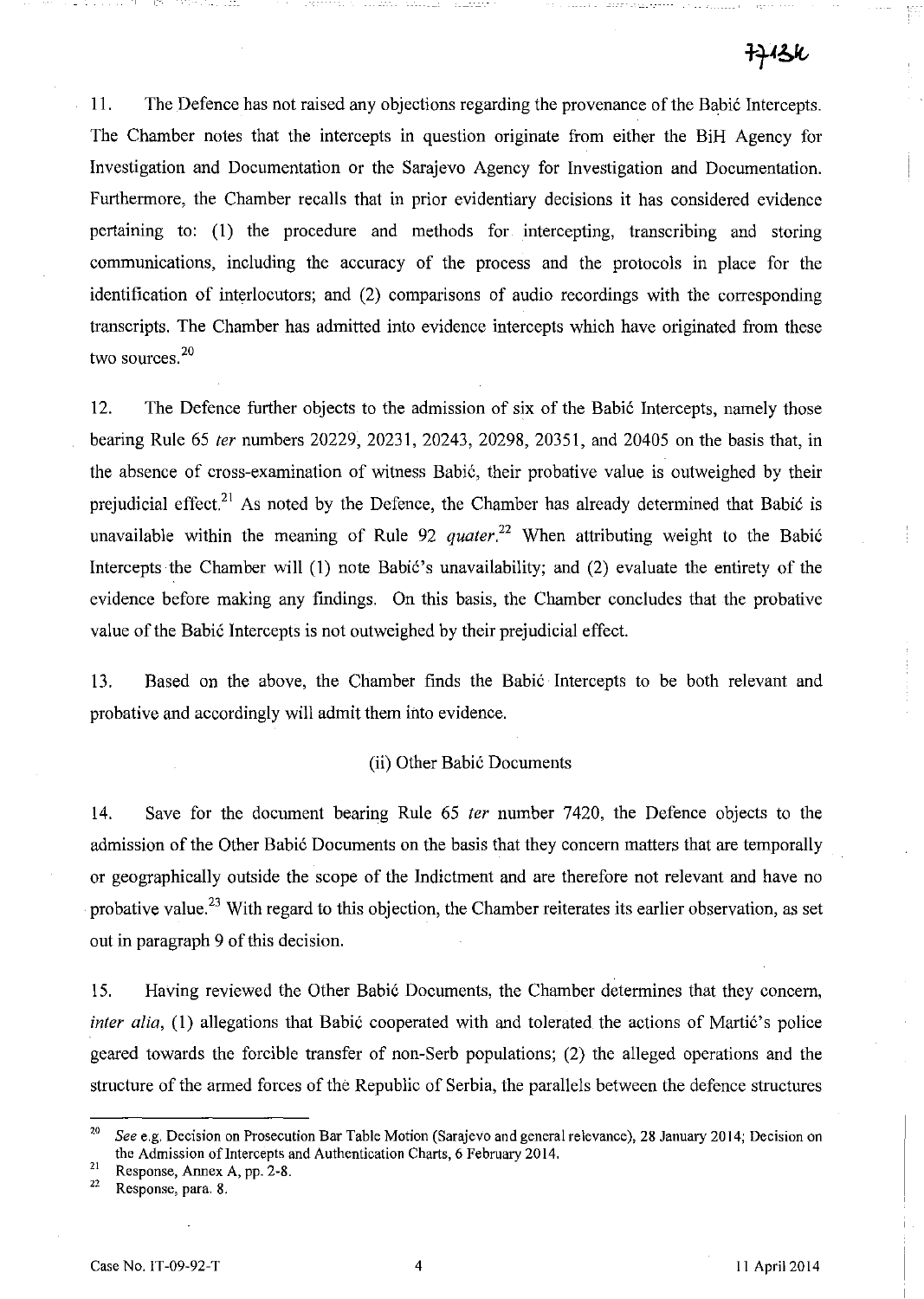11. The Defence has not raised any objections regarding the provenance of the Babić Intercepts. The Chamber notes that the intercepts in question originate from either the BiH Agency for Investigation and Documentation or the Sarajevo Agency for Investigation and Documentation. Furthermore, the Chamber recalls that in prior evidentiary decisions it has considered evidence pertaining to: (1) the procedure and methods for intercepting, transcribing and storing communications, including the accuracy of the process and the protocols in place for the identification of interlocutors; and (2) comparisons of audio recordings with the corresponding transcripts. The Chamber has admitted into evidence intercepts which have originated from these two sources.[20]

12. The Defence further objects to the admission of six of the Babić Intercepts, namely those bearing Rule 65 *ter* numbers 20229, 20231, 20243, 20298, 20351, and 20405 on the basis that, in the absence of cross-examination of witness Babić, their probative value is outweighed by their prejudicial effect.[21] As noted by the Defence, the Chamber has already determined that Babić is unavailable within the meaning of Rule 92 *quater*.[22] When attributing weight to the Babić Intercepts the Chamber will (1) note Babić's unavailability; and (2) evaluate the entirety of the evidence before making any findings. On this basis, the Chamber concludes that the probative value of the Babić Intercepts is not outweighed by their prejudicial effect.

13. Based on the above, the Chamber finds the Babić Intercepts to be both relevant and probative and accordingly will admit them into evidence.

(ii) Other Babić Documents

14. Save for the document bearing Rule 65 *ter* number 7420, the Defence objects to the admission of the Other Babić Documents on the basis that they concern matters that are temporally or geographically outside the scope of the Indictment and are therefore not relevant and have no probative value.[23] With regard to this objection, the Chamber reiterates its earlier observation, as set out in paragraph 9 of this decision.

15. Having reviewed the Other Babić Documents, the Chamber determines that they concern, *inter alia*, (1) allegations that Babić cooperated with and tolerated the actions of Martić's police geared towards the forcible transfer of non-Serb populations; (2) the alleged operations and the structure of the armed forces of the Republic of Serbia, the parallels between the defence structures

---

[20] *See* e.g. Decision on Prosecution Bar Table Motion (Sarajevo and general relevance), 28 January 2014; Decision on the Admission of Intercepts and Authentication Charts, 6 February 2014.

[21] Response, Annex A, pp. 2-8.

[22] Response, para. 8.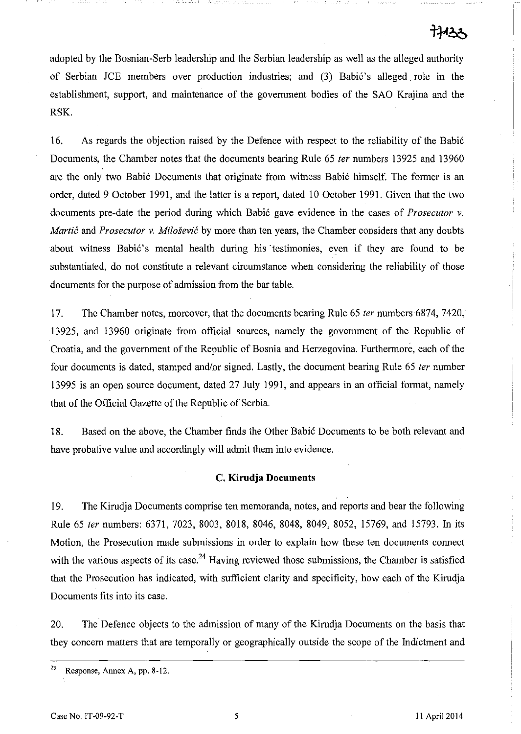adopted by the Bosnian-Serb leadership and the Serbian leadership as well as the alleged authority of Serbian JCE members over production industries; and (3) Babić's alleged role in the establishment, support, and maintenance of the government bodies of the SAO Krajina and the RSK.

16. As regards the objection raised by the Defence with respect to the reliability of the Babić Documents, the Chamber notes that the documents bearing Rule 65 *ter* numbers 13925 and 13960 are the only two Babić Documents that originate from witness Babić himself. The former is an order, dated 9 October 1991, and the latter is a report, dated 10 October 1991. Given that the two documents pre-date the period during which Babić gave evidence in the cases of *Prosecutor v. Martić* and *Prosecutor v. Milošević* by more than ten years, the Chamber considers that any doubts about witness Babić's mental health during his testimonies, even if they are found to be substantiated, do not constitute a relevant circumstance when considering the reliability of those documents for the purpose of admission from the bar table.

17. The Chamber notes, moreover, that the documents bearing Rule 65 *ter* numbers 6874, 7420, 13925, and 13960 originate from official sources, namely the government of the Republic of Croatia, and the government of the Republic of Bosnia and Herzegovina. Furthermore, each of the four documents is dated, stamped and/or signed. Lastly, the document bearing Rule 65 *ter* number 13995 is an open source document, dated 27 July 1991, and appears in an official format, namely that of the Official Gazette of the Republic of Serbia.

18. Based on the above, the Chamber finds the Other Babić Documents to be both relevant and have probative value and accordingly will admit them into evidence.

### C. Kirudja Documents

19. The Kirudja Documents comprise ten memoranda, notes, and reports and bear the following Rule 65 *ter* numbers: 6371, 7023, 8003, 8018, 8046, 8048, 8049, 8052, 15769, and 15793. In its Motion, the Prosecution made submissions in order to explain how these ten documents connect with the various aspects of its case.[24] Having reviewed those submissions, the Chamber is satisfied that the Prosecution has indicated, with sufficient clarity and specificity, how each of the Kirudja Documents fits into its case.

20. The Defence objects to the admission of many of the Kirudja Documents on the basis that they concern matters that are temporally or geographically outside the scope of the Indictment and

---

[23] Response, Annex A, pp. 8-12.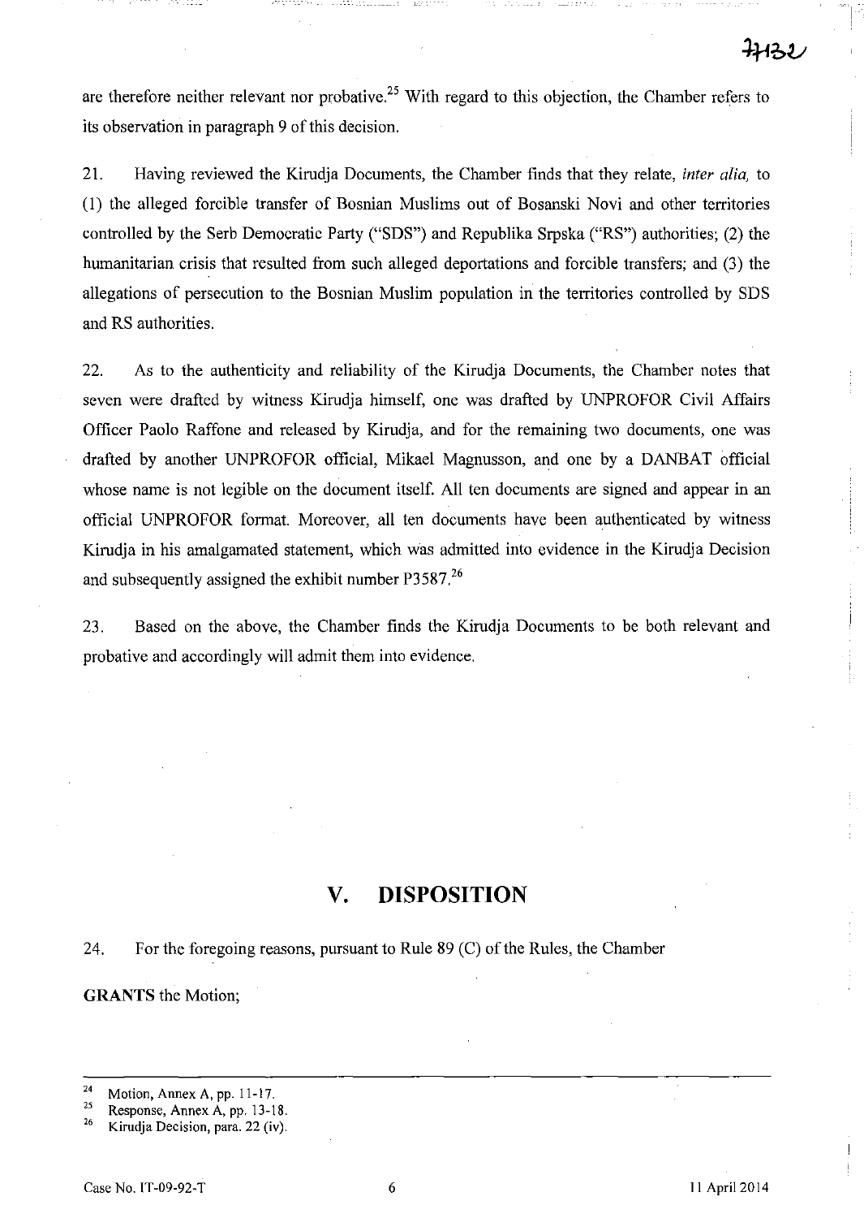are therefore neither relevant nor probative.[25] With regard to this objection, the Chamber refers to its observation in paragraph 9 of this decision.

21. Having reviewed the Kirudja Documents, the Chamber finds that they relate, *inter alia,* to (1) the alleged forcible transfer of Bosnian Muslims out of Bosanski Novi and other territories controlled by the Serb Democratic Party ("SDS") and Republika Srpska ("RS") authorities; (2) the humanitarian crisis that resulted from such alleged deportations and forcible transfers; and (3) the allegations of persecution to the Bosnian Muslim population in the territories controlled by SDS and RS authorities.

22. As to the authenticity and reliability of the Kirudja Documents, the Chamber notes that seven were drafted by witness Kirudja himself, one was drafted by UNPROFOR Civil Affairs Officer Paolo Raffone and released by Kirudja, and for the remaining two documents, one was drafted by another UNPROFOR official, Mikael Magnusson, and one by a DANBAT official whose name is not legible on the document itself. All ten documents are signed and appear in an official UNPROFOR format. Moreover, all ten documents have been authenticated by witness Kirudja in his amalgamated statement, which was admitted into evidence in the Kirudja Decision and subsequently assigned the exhibit number P3587.[26]

23. Based on the above, the Chamber finds the Kirudja Documents to be both relevant and probative and accordingly will admit them into evidence.

## V. DISPOSITION

24. For the foregoing reasons, pursuant to Rule 89 (C) of the Rules, the Chamber

**GRANTS** the Motion;

---

[24] Motion, Annex A, pp. 11-17.

[25] Response, Annex A, pp. 13-18.

[26] Kirudja Decision, para. 22 (iv).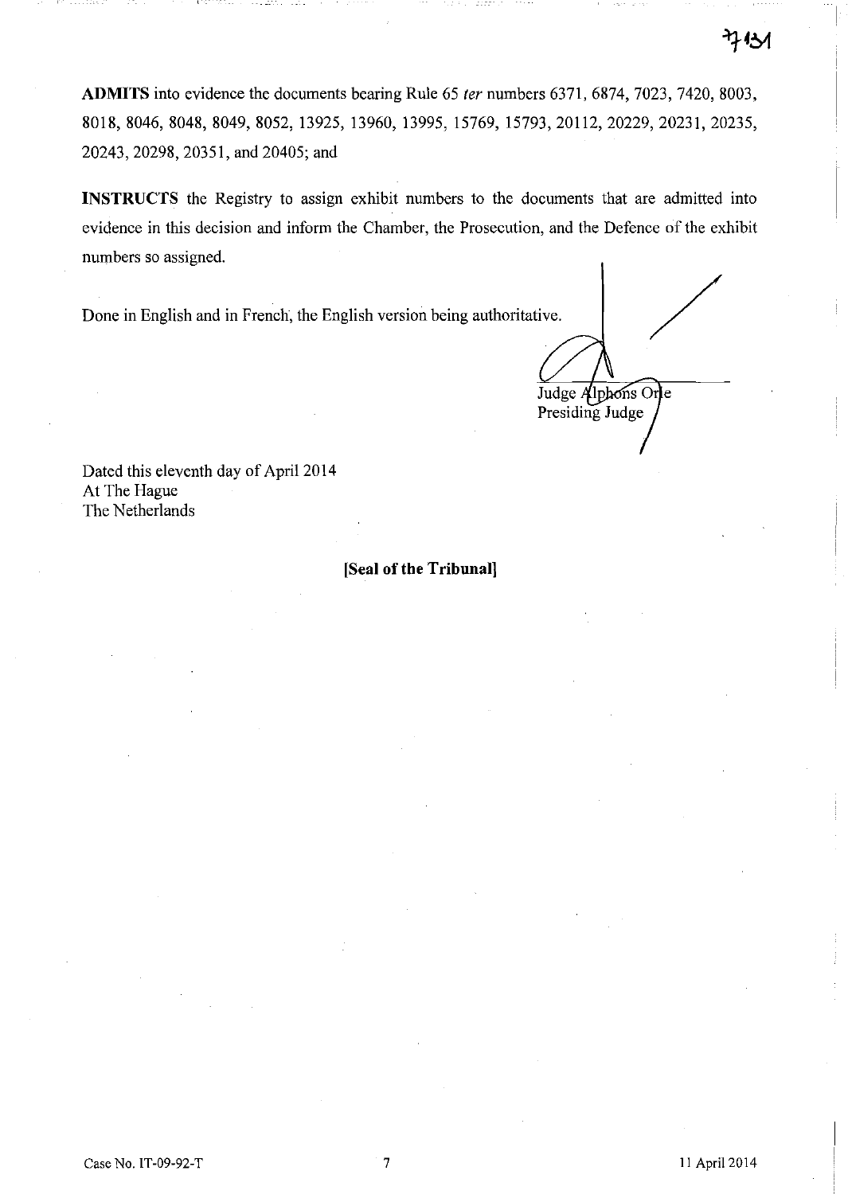**ADMITS** into evidence the documents bearing Rule 65 *ter* numbers 6371, 6874, 7023, 7420, 8003, 8018, 8046, 8048, 8049, 8052, 13925, 13960, 13995, 15769, 15793, 20112, 20229, 20231, 20235, 20243, 20298, 20351, and 20405; and

**INSTRUCTS** the Registry to assign exhibit numbers to the documents that are admitted into evidence in this decision and inform the Chamber, the Prosecution, and the Defence of the exhibit numbers so assigned.

Done in English and in French, the English version being authoritative.

Judge Alphons Orie
Presiding Judge

Dated this eleventh day of April 2014
At The Hague
The Netherlands

**[Seal of the Tribunal]**